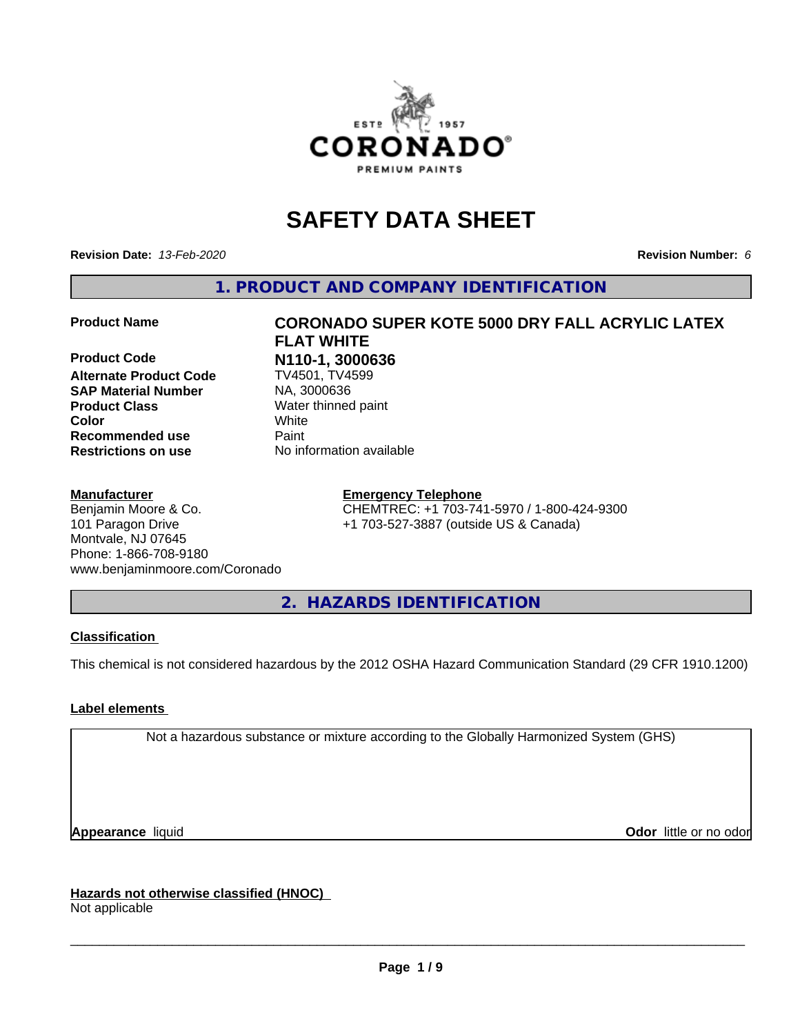# SAFETY DATA SHEET

**Revision Date:** *13-Feb-2020* **Revision Number:** *6*

## 1. PRODUCT AND COMPANY IDENTIFICATION

| | |
|---|---|
| **Product Name** | **CORONADO SUPER KOTE 5000 DRY FALL ACRYLIC LATEX FLAT WHITE** |
| **Product Code** | **N110-1, 3000636** |
| **Alternate Product Code** | TV4501, TV4599 |
| **SAP Material Number** | NA, 3000636 |
| **Product Class** | Water thinned paint |
| **Color** | White |
| **Recommended use** | Paint |
| **Restrictions on use** | No information available |

**Manufacturer**
Benjamin Moore & Co.
101 Paragon Drive
Montvale, NJ 07645
Phone: 1-866-708-9180
www.benjaminmoore.com/Coronado

**Emergency Telephone**
CHEMTREC: +1 703-741-5970 / 1-800-424-9300
+1 703-527-3887 (outside US & Canada)

## 2. HAZARDS IDENTIFICATION

**Classification**

This chemical is not considered hazardous by the 2012 OSHA Hazard Communication Standard (29 CFR 1910.1200)

**Label elements**

Not a hazardous substance or mixture according to the Globally Harmonized System (GHS)

**Appearance** liquid **Odor** little or no odor

**Hazards not otherwise classified (HNOC)**
Not applicable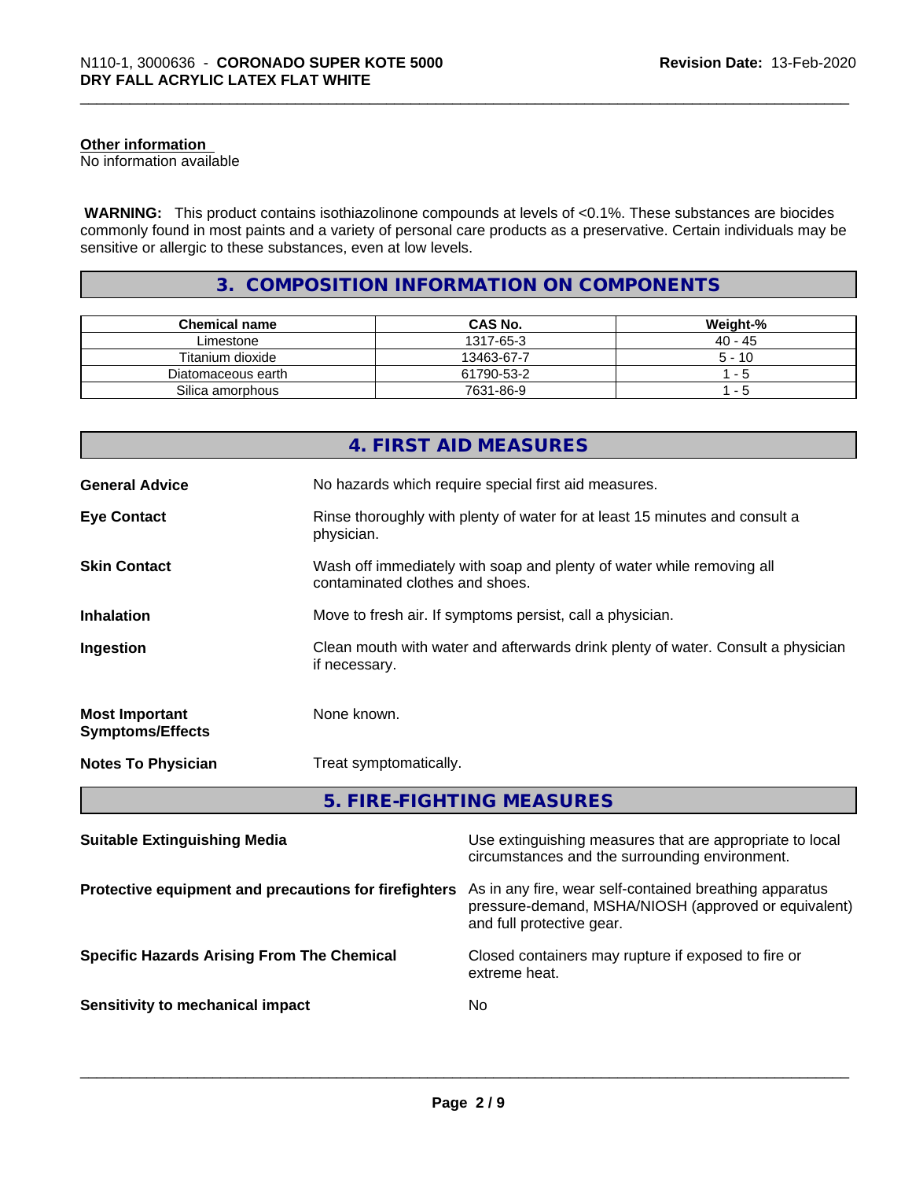**Other information**
No information available

**WARNING:** This product contains isothiazolinone compounds at levels of <0.1%. These substances are biocides commonly found in most paints and a variety of personal care products as a preservative. Certain individuals may be sensitive or allergic to these substances, even at low levels.

## 3. COMPOSITION INFORMATION ON COMPONENTS

| Chemical name | CAS No. | Weight-% |
|---|---|---|
| Limestone | 1317-65-3 | 40 - 45 |
| Titanium dioxide | 13463-67-7 | 5 - 10 |
| Diatomaceous earth | 61790-53-2 | 1 - 5 |
| Silica amorphous | 7631-86-9 | 1 - 5 |

## 4. FIRST AID MEASURES

**General Advice** No hazards which require special first aid measures.

**Eye Contact** Rinse thoroughly with plenty of water for at least 15 minutes and consult a physician.

**Skin Contact** Wash off immediately with soap and plenty of water while removing all contaminated clothes and shoes.

**Inhalation** Move to fresh air. If symptoms persist, call a physician.

**Ingestion** Clean mouth with water and afterwards drink plenty of water. Consult a physician if necessary.

**Most Important Symptoms/Effects** None known.

**Notes To Physician** Treat symptomatically.

## 5. FIRE-FIGHTING MEASURES

**Suitable Extinguishing Media** Use extinguishing measures that are appropriate to local circumstances and the surrounding environment.

**Protective equipment and precautions for firefighters** As in any fire, wear self-contained breathing apparatus pressure-demand, MSHA/NIOSH (approved or equivalent) and full protective gear.

**Specific Hazards Arising From The Chemical** Closed containers may rupture if exposed to fire or extreme heat.

**Sensitivity to mechanical impact** No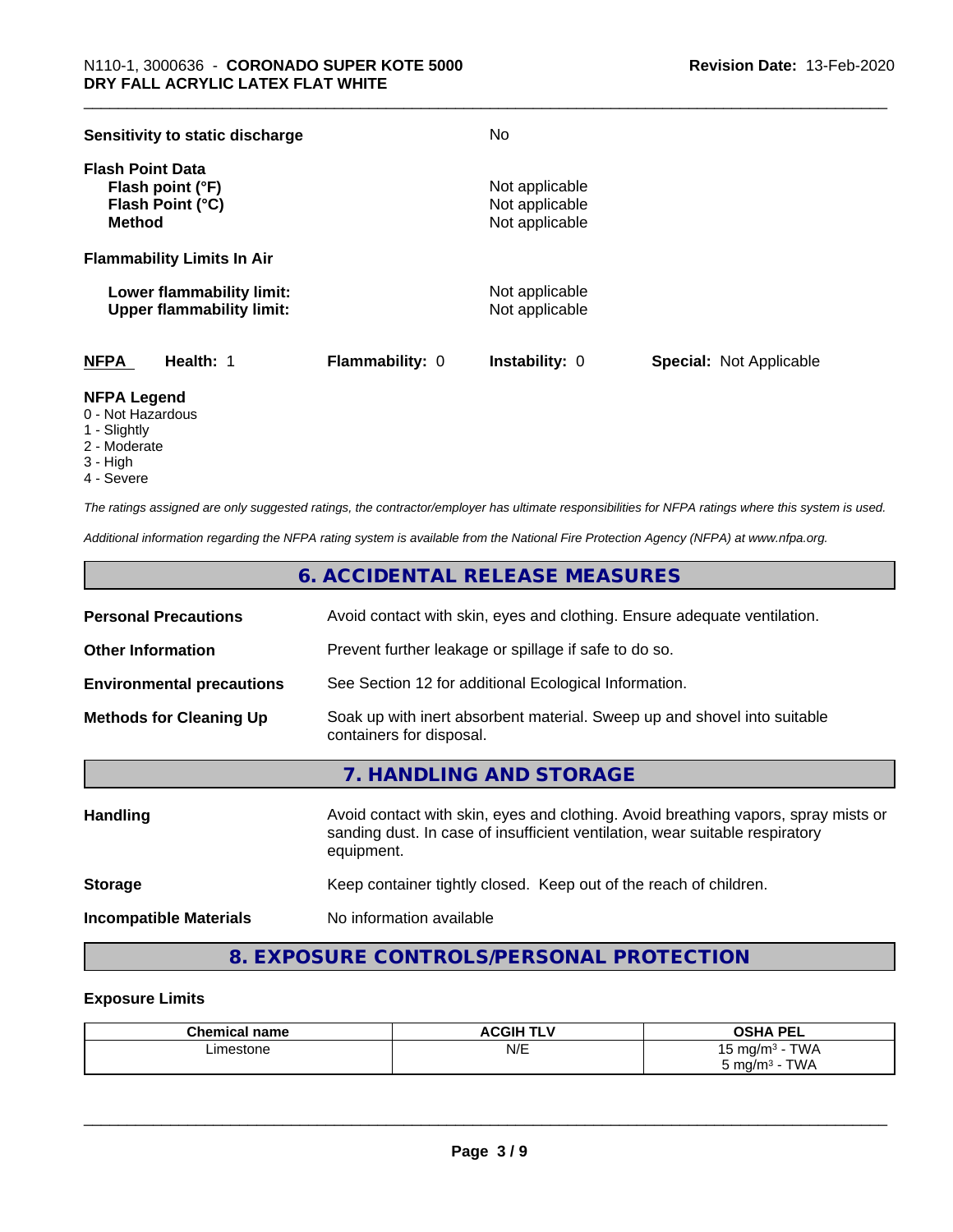| | |
|---|---|
| **Sensitivity to static discharge** | No |

**Flash Point Data**

| | |
|---|---|
| **Flash point (°F)** | Not applicable |
| **Flash Point (°C)** | Not applicable |
| **Method** | Not applicable |

**Flammability Limits In Air**

| | |
|---|---|
| **Lower flammability limit:** | Not applicable |
| **Upper flammability limit:** | Not applicable |

| **NFPA** | **Health:** 1 | **Flammability:** 0 | **Instability:** 0 | **Special:** Not Applicable |
|---|---|---|---|---|

**NFPA Legend**
- 0 - Not Hazardous
- 1 - Slightly
- 2 - Moderate
- 3 - High
- 4 - Severe

*The ratings assigned are only suggested ratings, the contractor/employer has ultimate responsibilities for NFPA ratings where this system is used.*

*Additional information regarding the NFPA rating system is available from the National Fire Protection Agency (NFPA) at www.nfpa.org.*

## 6. ACCIDENTAL RELEASE MEASURES

| | |
|---|---|
| **Personal Precautions** | Avoid contact with skin, eyes and clothing. Ensure adequate ventilation. |
| **Other Information** | Prevent further leakage or spillage if safe to do so. |
| **Environmental precautions** | See Section 12 for additional Ecological Information. |
| **Methods for Cleaning Up** | Soak up with inert absorbent material. Sweep up and shovel into suitable containers for disposal. |

## 7. HANDLING AND STORAGE

| | |
|---|---|
| **Handling** | Avoid contact with skin, eyes and clothing. Avoid breathing vapors, spray mists or sanding dust. In case of insufficient ventilation, wear suitable respiratory equipment. |
| **Storage** | Keep container tightly closed. Keep out of the reach of children. |
| **Incompatible Materials** | No information available |

## 8. EXPOSURE CONTROLS/PERSONAL PROTECTION

**Exposure Limits**

| Chemical name | ACGIH TLV | OSHA PEL |
|---|---|---|
| Limestone | N/E | 15 mg/m³ - TWA<br>5 mg/m³ - TWA |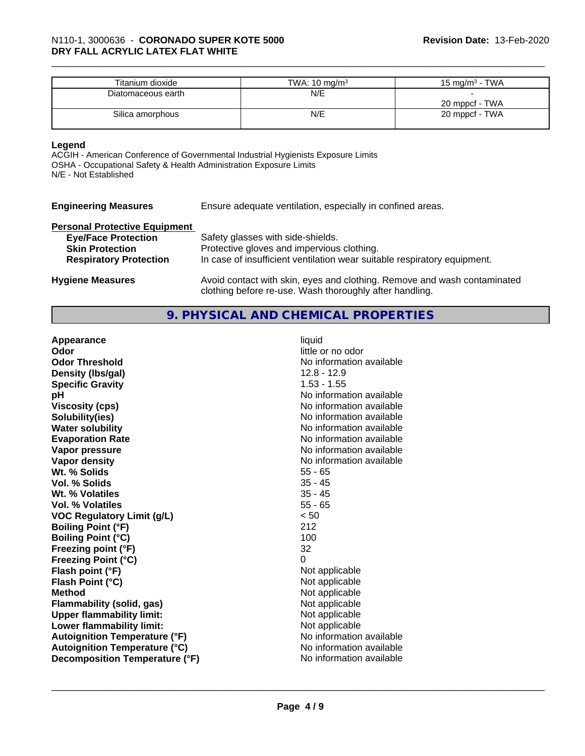| Titanium dioxide | TWA: 10 mg/m³ | 15 mg/m³ - TWA |
|---|---|---|
| Diatomaceous earth | N/E | -<br>20 mppcf - TWA |
| Silica amorphous | N/E | 20 mppcf - TWA |

**Legend**
ACGIH - American Conference of Governmental Industrial Hygienists Exposure Limits
OSHA - Occupational Safety & Health Administration Exposure Limits
N/E - Not Established

**Engineering Measures** Ensure adequate ventilation, especially in confined areas.

**Personal Protective Equipment**

**Eye/Face Protection** Safety glasses with side-shields.
**Skin Protection** Protective gloves and impervious clothing.
**Respiratory Protection** In case of insufficient ventilation wear suitable respiratory equipment.

**Hygiene Measures** Avoid contact with skin, eyes and clothing. Remove and wash contaminated clothing before re-use. Wash thoroughly after handling.

## 9. PHYSICAL AND CHEMICAL PROPERTIES

| | |
|---|---|
| **Appearance** | liquid |
| **Odor** | little or no odor |
| **Odor Threshold** | No information available |
| **Density (lbs/gal)** | 12.8 - 12.9 |
| **Specific Gravity** | 1.53 - 1.55 |
| **pH** | No information available |
| **Viscosity (cps)** | No information available |
| **Solubility(ies)** | No information available |
| **Water solubility** | No information available |
| **Evaporation Rate** | No information available |
| **Vapor pressure** | No information available |
| **Vapor density** | No information available |
| **Wt. % Solids** | 55 - 65 |
| **Vol. % Solids** | 35 - 45 |
| **Wt. % Volatiles** | 35 - 45 |
| **Vol. % Volatiles** | 55 - 65 |
| **VOC Regulatory Limit (g/L)** | < 50 |
| **Boiling Point (°F)** | 212 |
| **Boiling Point (°C)** | 100 |
| **Freezing point (°F)** | 32 |
| **Freezing Point (°C)** | 0 |
| **Flash point (°F)** | Not applicable |
| **Flash Point (°C)** | Not applicable |
| **Method** | Not applicable |
| **Flammability (solid, gas)** | Not applicable |
| **Upper flammability limit:** | Not applicable |
| **Lower flammability limit:** | Not applicable |
| **Autoignition Temperature (°F)** | No information available |
| **Autoignition Temperature (°C)** | No information available |
| **Decomposition Temperature (°F)** | No information available |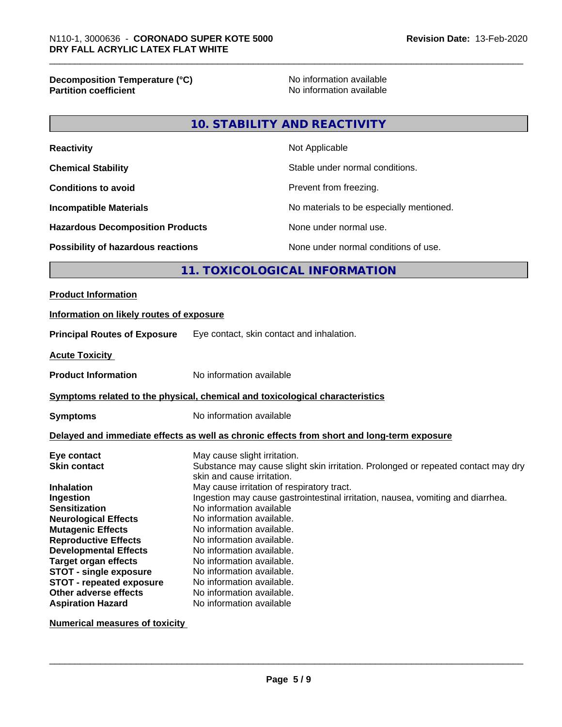| | |
|---|---|
| **Decomposition Temperature (°C)** | No information available |
| **Partition coefficient** | No information available |

## 10. STABILITY AND REACTIVITY

| | |
|---|---|
| **Reactivity** | Not Applicable |
| **Chemical Stability** | Stable under normal conditions. |
| **Conditions to avoid** | Prevent from freezing. |
| **Incompatible Materials** | No materials to be especially mentioned. |
| **Hazardous Decomposition Products** | None under normal use. |
| **Possibility of hazardous reactions** | None under normal conditions of use. |

## 11. TOXICOLOGICAL INFORMATION

**Product Information**

**Information on likely routes of exposure**

**Principal Routes of Exposure** Eye contact, skin contact and inhalation.

**Acute Toxicity**

**Product Information** No information available

**Symptoms related to the physical, chemical and toxicological characteristics**

**Symptoms** No information available

**Delayed and immediate effects as well as chronic effects from short and long-term exposure**

| | |
|---|---|
| **Eye contact** | May cause slight irritation. |
| **Skin contact** | Substance may cause slight skin irritation. Prolonged or repeated contact may dry skin and cause irritation. |
| **Inhalation** | May cause irritation of respiratory tract. |
| **Ingestion** | Ingestion may cause gastrointestinal irritation, nausea, vomiting and diarrhea. |
| **Sensitization** | No information available |
| **Neurological Effects** | No information available. |
| **Mutagenic Effects** | No information available. |
| **Reproductive Effects** | No information available. |
| **Developmental Effects** | No information available. |
| **Target organ effects** | No information available. |
| **STOT - single exposure** | No information available. |
| **STOT - repeated exposure** | No information available. |
| **Other adverse effects** | No information available. |
| **Aspiration Hazard** | No information available |

**Numerical measures of toxicity**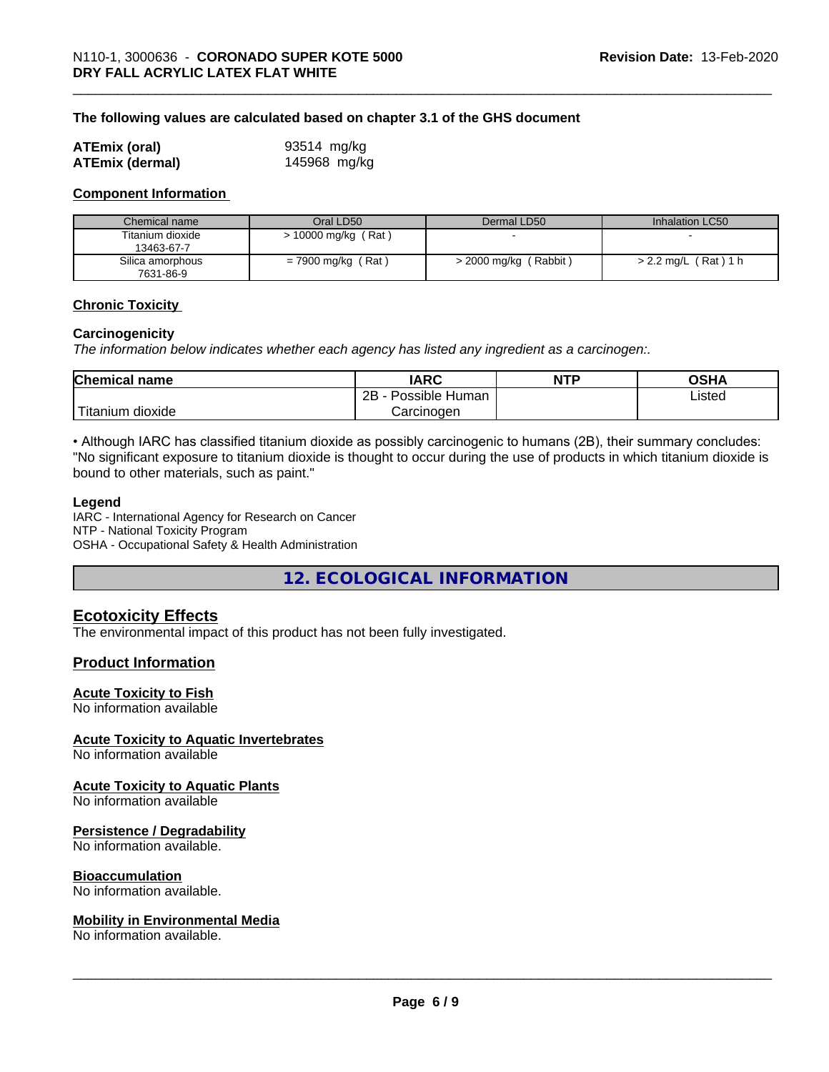**The following values are calculated based on chapter 3.1 of the GHS document**

| | |
|---|---|
| **ATEmix (oral)** | 93514 mg/kg |
| **ATEmix (dermal)** | 145968 mg/kg |

**Component Information**

| Chemical name | Oral LD50 | Dermal LD50 | Inhalation LC50 |
|---|---|---|---|
| Titanium dioxide<br>13463-67-7 | > 10000 mg/kg ( Rat ) | - | - |
| Silica amorphous<br>7631-86-9 | = 7900 mg/kg ( Rat ) | > 2000 mg/kg ( Rabbit ) | > 2.2 mg/L ( Rat ) 1 h |

**Chronic Toxicity**

**Carcinogenicity**

*The information below indicates whether each agency has listed any ingredient as a carcinogen:.*

| Chemical name | IARC | NTP | OSHA |
|---|---|---|---|
| Titanium dioxide | 2B - Possible Human Carcinogen | | Listed |

• Although IARC has classified titanium dioxide as possibly carcinogenic to humans (2B), their summary concludes: "No significant exposure to titanium dioxide is thought to occur during the use of products in which titanium dioxide is bound to other materials, such as paint."

**Legend**

IARC - International Agency for Research on Cancer
NTP - National Toxicity Program
OSHA - Occupational Safety & Health Administration

## 12. ECOLOGICAL INFORMATION

## Ecotoxicity Effects

The environmental impact of this product has not been fully investigated.

### Product Information

**Acute Toxicity to Fish**
No information available

**Acute Toxicity to Aquatic Invertebrates**
No information available

**Acute Toxicity to Aquatic Plants**
No information available

**Persistence / Degradability**
No information available.

**Bioaccumulation**
No information available.

**Mobility in Environmental Media**
No information available.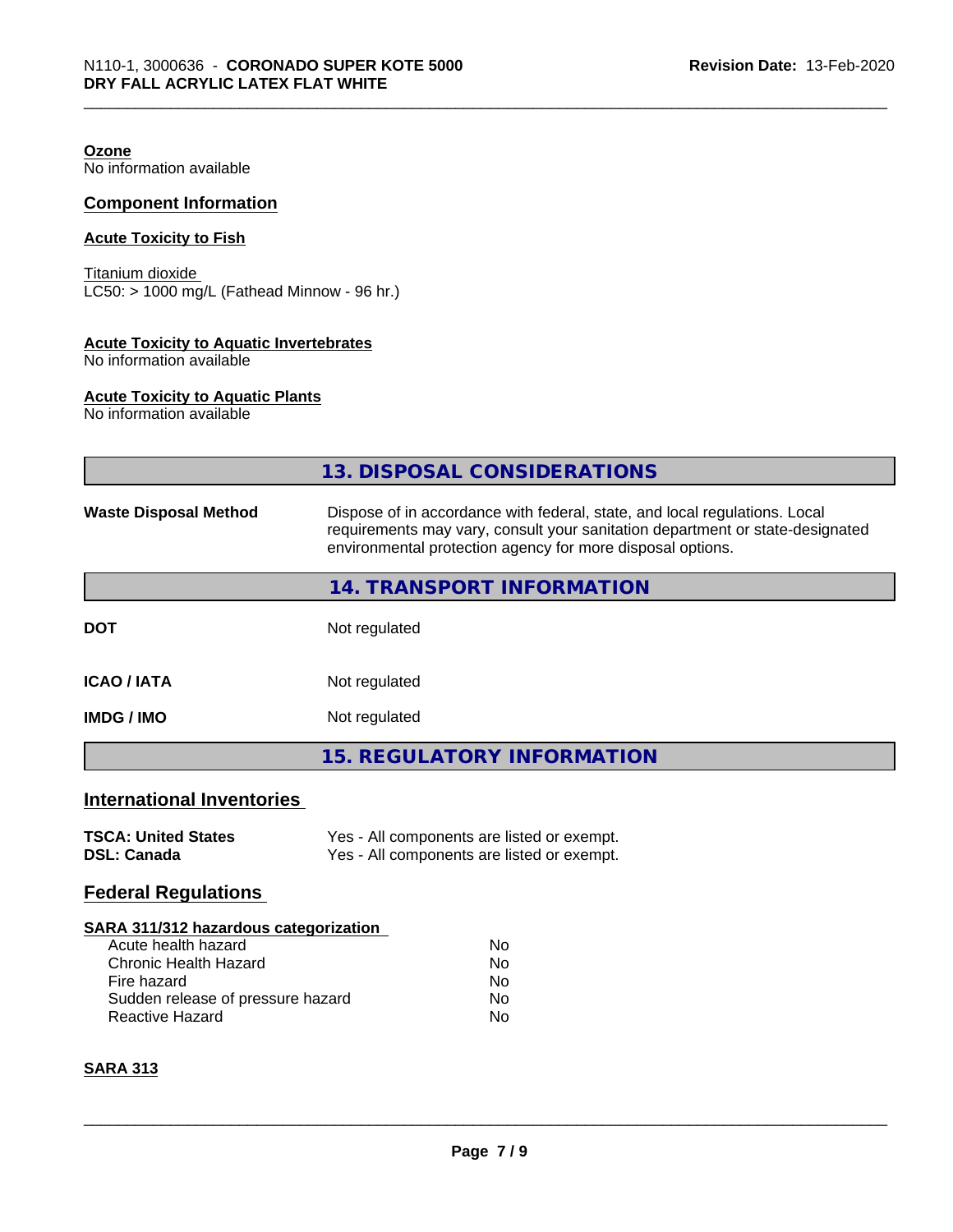**Ozone**
No information available

## Component Information

**Acute Toxicity to Fish**

Titanium dioxide
LC50: > 1000 mg/L (Fathead Minnow - 96 hr.)

**Acute Toxicity to Aquatic Invertebrates**
No information available

**Acute Toxicity to Aquatic Plants**
No information available

## 13. DISPOSAL CONSIDERATIONS

| | |
|---|---|
| **Waste Disposal Method** | Dispose of in accordance with federal, state, and local regulations. Local requirements may vary, consult your sanitation department or state-designated environmental protection agency for more disposal options. |

## 14. TRANSPORT INFORMATION

| | |
|---|---|
| **DOT** | Not regulated |
| **ICAO / IATA** | Not regulated |
| **IMDG / IMO** | Not regulated |

## 15. REGULATORY INFORMATION

## International Inventories

| | |
|---|---|
| **TSCA: United States** | Yes - All components are listed or exempt. |
| **DSL: Canada** | Yes - All components are listed or exempt. |

## Federal Regulations

**SARA 311/312 hazardous categorization**

| | |
|---|---|
| Acute health hazard | No |
| Chronic Health Hazard | No |
| Fire hazard | No |
| Sudden release of pressure hazard | No |
| Reactive Hazard | No |

**SARA 313**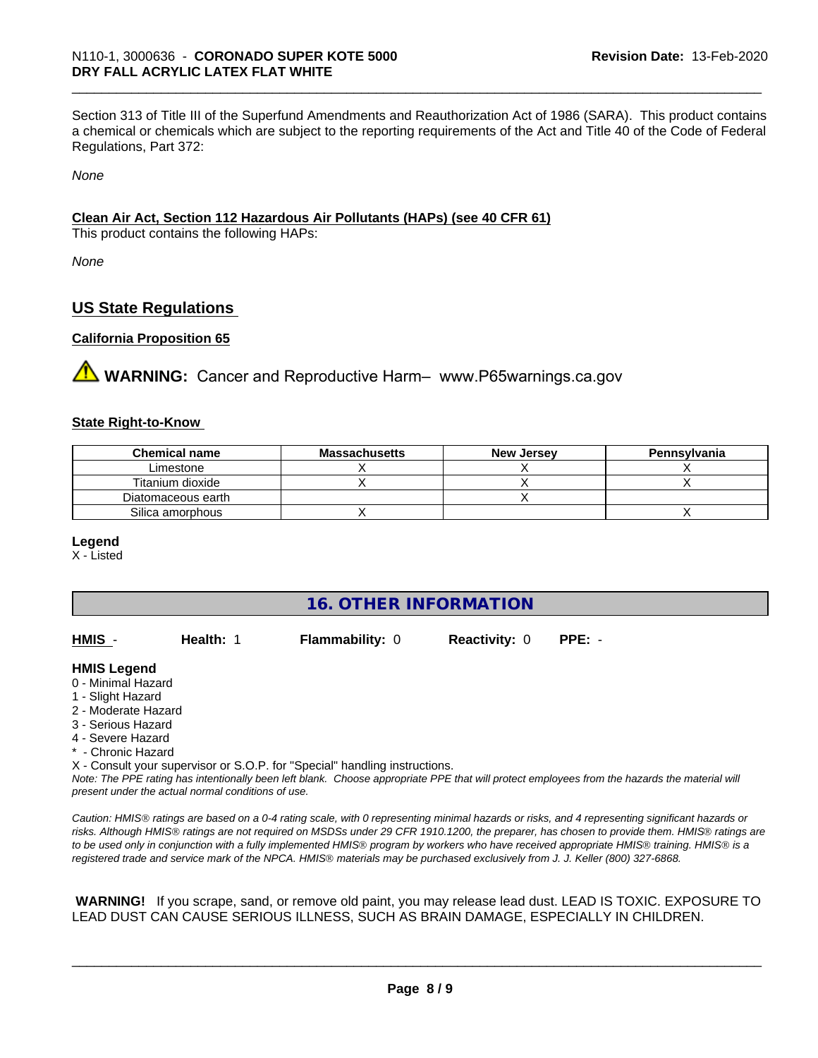Section 313 of Title III of the Superfund Amendments and Reauthorization Act of 1986 (SARA). This product contains a chemical or chemicals which are subject to the reporting requirements of the Act and Title 40 of the Code of Federal Regulations, Part 372:

*None*

**Clean Air Act, Section 112 Hazardous Air Pollutants (HAPs) (see 40 CFR 61)**

This product contains the following HAPs:

*None*

## US State Regulations

**California Proposition 65**

⚠ **WARNING:** Cancer and Reproductive Harm– www.P65warnings.ca.gov

**State Right-to-Know**

| Chemical name | Massachusetts | New Jersey | Pennsylvania |
|---|---|---|---|
| Limestone | X | X | X |
| Titanium dioxide | X | X | X |
| Diatomaceous earth | | X | |
| Silica amorphous | X | | X |

**Legend**

X - Listed

## 16. OTHER INFORMATION

**HMIS** - **Health:** 1 **Flammability:** 0 **Reactivity:** 0 **PPE:** -

**HMIS Legend**

0 - Minimal Hazard
1 - Slight Hazard
2 - Moderate Hazard
3 - Serious Hazard
4 - Severe Hazard
* - Chronic Hazard
X - Consult your supervisor or S.O.P. for "Special" handling instructions.

*Note: The PPE rating has intentionally been left blank. Choose appropriate PPE that will protect employees from the hazards the material will present under the actual normal conditions of use.*

*Caution: HMIS® ratings are based on a 0-4 rating scale, with 0 representing minimal hazards or risks, and 4 representing significant hazards or risks. Although HMIS® ratings are not required on MSDSs under 29 CFR 1910.1200, the preparer, has chosen to provide them. HMIS® ratings are to be used only in conjunction with a fully implemented HMIS® program by workers who have received appropriate HMIS® training. HMIS® is a registered trade and service mark of the NPCA. HMIS® materials may be purchased exclusively from J. J. Keller (800) 327-6868.*

**WARNING!** If you scrape, sand, or remove old paint, you may release lead dust. LEAD IS TOXIC. EXPOSURE TO LEAD DUST CAN CAUSE SERIOUS ILLNESS, SUCH AS BRAIN DAMAGE, ESPECIALLY IN CHILDREN.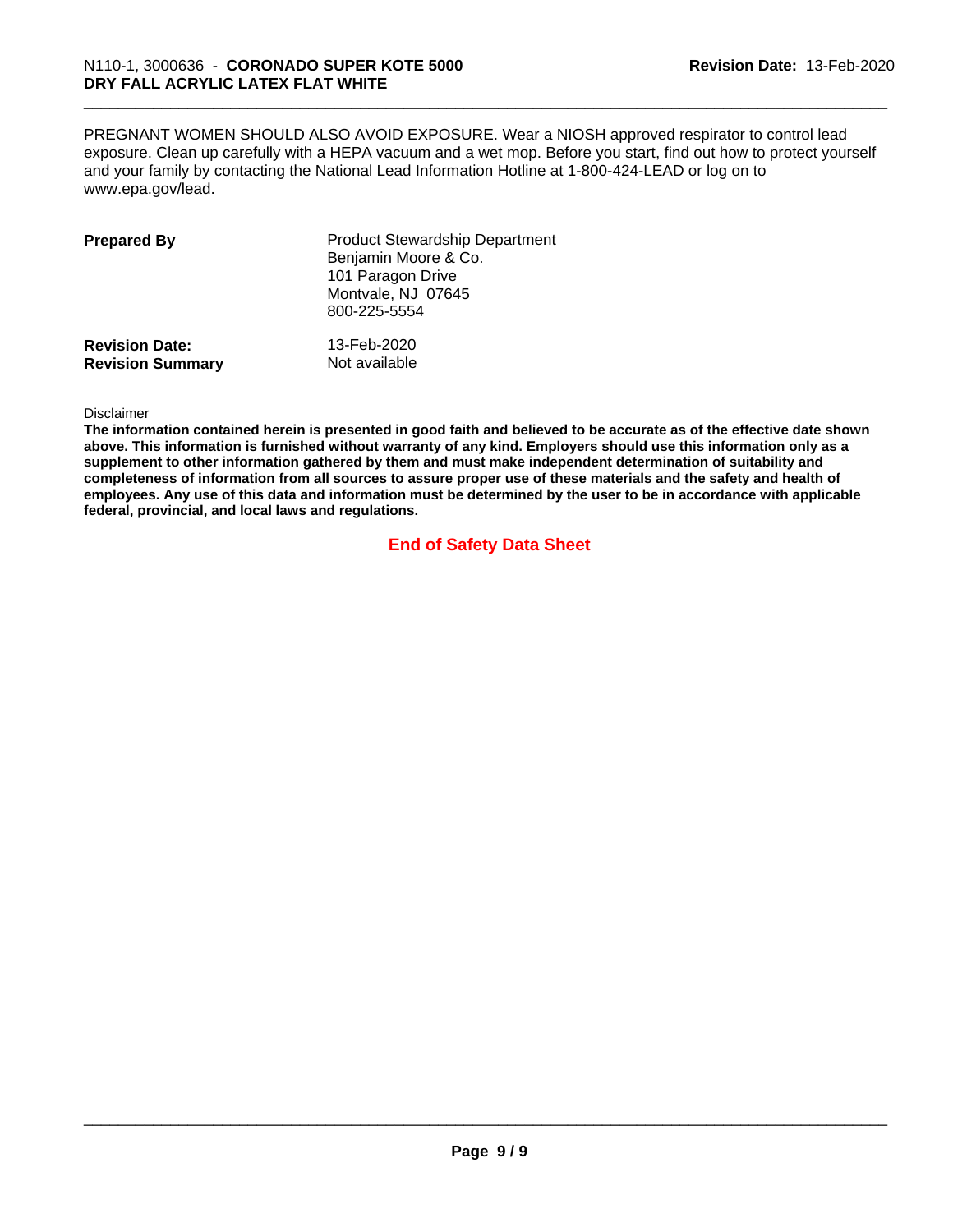PREGNANT WOMEN SHOULD ALSO AVOID EXPOSURE. Wear a NIOSH approved respirator to control lead exposure. Clean up carefully with a HEPA vacuum and a wet mop. Before you start, find out how to protect yourself and your family by contacting the National Lead Information Hotline at 1-800-424-LEAD or log on to www.epa.gov/lead.

| | |
|---|---|
| **Prepared By** | Product Stewardship Department<br>Benjamin Moore & Co.<br>101 Paragon Drive<br>Montvale, NJ 07645<br>800-225-5554 |
| **Revision Date:** | 13-Feb-2020 |
| **Revision Summary** | Not available |

Disclaimer

**The information contained herein is presented in good faith and believed to be accurate as of the effective date shown above. This information is furnished without warranty of any kind. Employers should use this information only as a supplement to other information gathered by them and must make independent determination of suitability and completeness of information from all sources to assure proper use of these materials and the safety and health of employees. Any use of this data and information must be determined by the user to be in accordance with applicable federal, provincial, and local laws and regulations.**

**End of Safety Data Sheet**